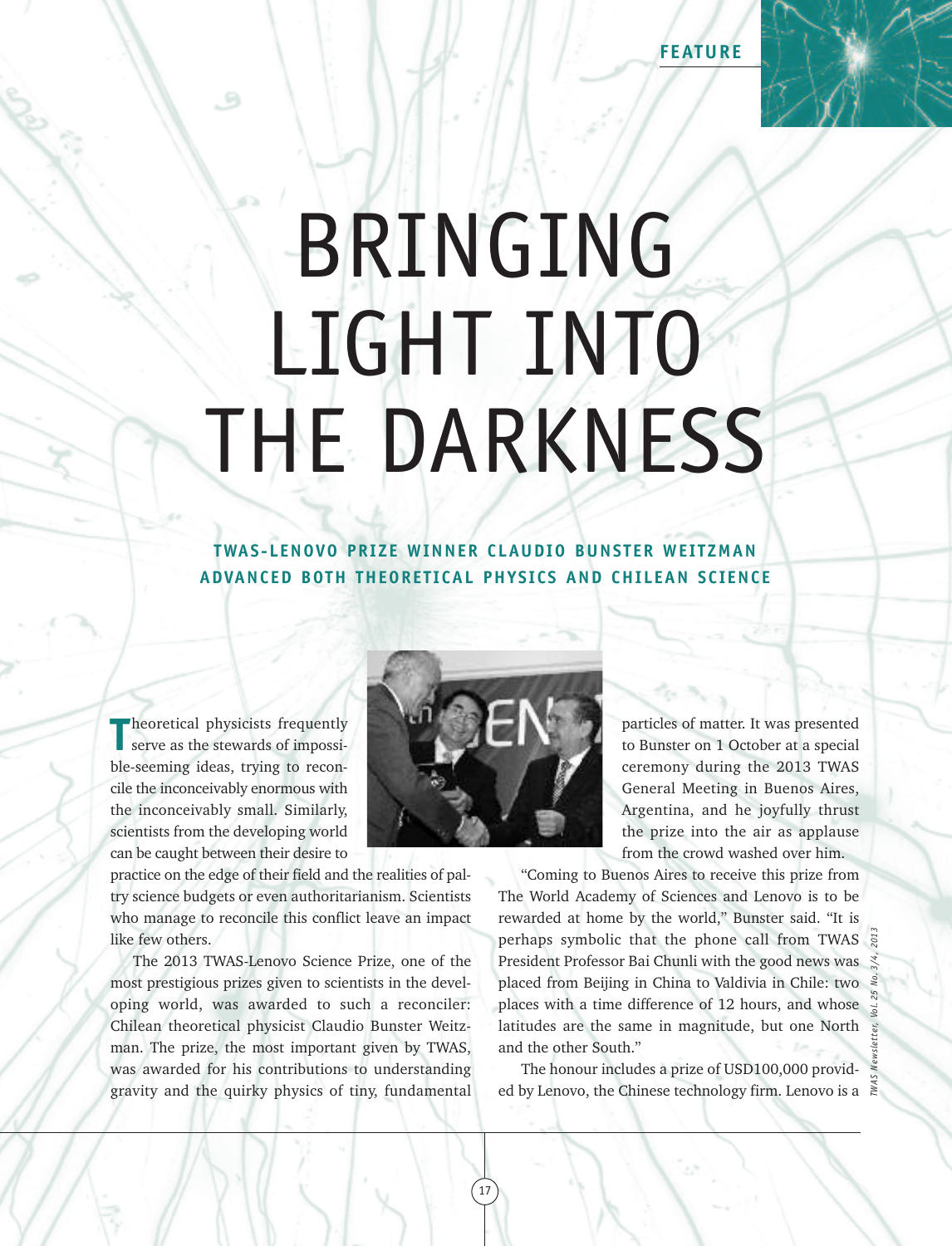FEATURE

# BRINGING LIGHT INTO THE DARKNESS

## TWAS-LENOVO PRIZE WINNER CLAUDIO BUNSTER WEITZMAN ADVANCED BOTH THEORETICAL PHYSICS AND CHILEAN SCIENCE

Theoretical physicists frequently serve as the stewards of impossible-seeming ideas, trying to reconcile the inconceivably enormous with the inconceivably small. Similarly, scientists from the developing world can be caught between their desire to practice on the edge of their field and the realities of paltry science budgets or even authoritarianism. Scientists who manage to reconcile this conflict leave an impact like few others.

The 2013 TWAS-Lenovo Science Prize, one of the most prestigious prizes given to scientists in the developing world, was awarded to such a reconciler: Chilean theoretical physicist Claudio Bunster Weitzman. The prize, the most important given by TWAS, was awarded for his contributions to understanding gravity and the quirky physics of tiny, fundamental particles of matter. It was presented to Bunster on 1 October at a special ceremony during the 2013 TWAS General Meeting in Buenos Aires, Argentina, and he joyfully thrust the prize into the air as applause from the crowd washed over him.

"Coming to Buenos Aires to receive this prize from The World Academy of Sciences and Lenovo is to be rewarded at home by the world," Bunster said. "It is perhaps symbolic that the phone call from TWAS President Professor Bai Chunli with the good news was placed from Beijing in China to Valdivia in Chile: two places with a time difference of 12 hours, and whose latitudes are the same in magnitude, but one North and the other South."

The honour includes a prize of USD100,000 provided by Lenovo, the Chinese technology firm. Lenovo is a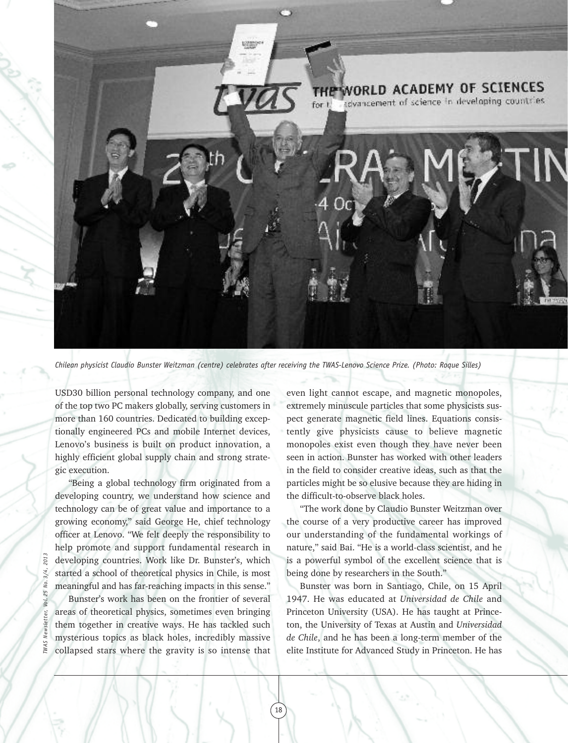Chilean physicist Claudio Bunster Weitzman (centre) celebrates after receiving the TWAS-Lenovo Science Prize. (Photo: Roque Silles)

USD30 billion personal technology company, and one of the top two PC makers globally, serving customers in more than 160 countries. Dedicated to building exceptionally engineered PCs and mobile Internet devices, Lenovo's business is built on product innovation, a highly efficient global supply chain and strong strategic execution.

"Being a global technology firm originated from a developing country, we understand how science and technology can be of great value and importance to a growing economy," said George He, chief technology officer at Lenovo. "We felt deeply the responsibility to help promote and support fundamental research in developing countries. Work like Dr. Bunster's, which started a school of theoretical physics in Chile, is most meaningful and has far-reaching impacts in this sense."

Bunster's work has been on the frontier of several areas of theoretical physics, sometimes even bringing them together in creative ways. He has tackled such mysterious topics as black holes, incredibly massive collapsed stars where the gravity is so intense that even light cannot escape, and magnetic monopoles, extremely minuscule particles that some physicists suspect generate magnetic field lines. Equations consistently give physicists cause to believe magnetic monopoles exist even though they have never been seen in action. Bunster has worked with other leaders in the field to consider creative ideas, such as that the particles might be so elusive because they are hiding in the difficult-to-observe black holes.

"The work done by Claudio Bunster Weitzman over the course of a very productive career has improved our understanding of the fundamental workings of nature," said Bai. "He is a world-class scientist, and he is a powerful symbol of the excellent science that is being done by researchers in the South."

Bunster was born in Santiago, Chile, on 15 April 1947. He was educated at *Universidad de Chile* and Princeton University (USA). He has taught at Princeton, the University of Texas at Austin and *Universidad de Chile*, and he has been a long-term member of the elite Institute for Advanced Study in Princeton. He has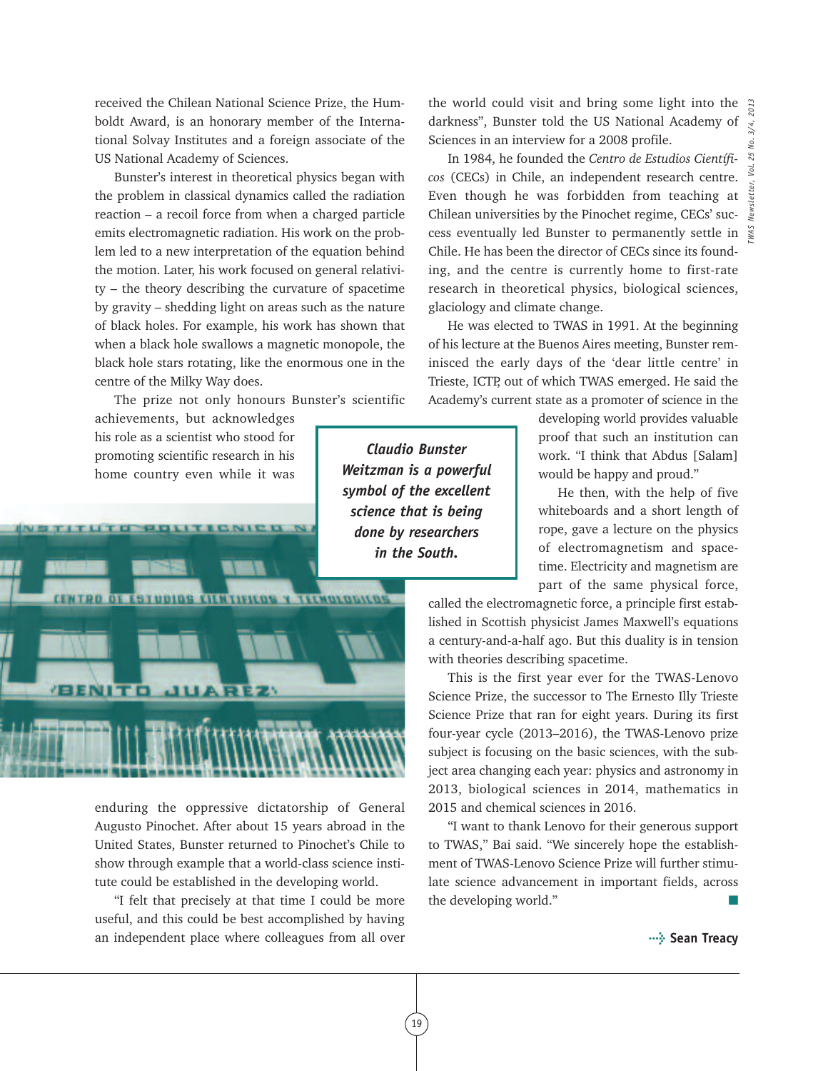received the Chilean National Science Prize, the Humboldt Award, is an honorary member of the International Solvay Institutes and a foreign associate of the US National Academy of Sciences.

Bunster's interest in theoretical physics began with the problem in classical dynamics called the radiation reaction – a recoil force from when a charged particle emits electromagnetic radiation. His work on the problem led to a new interpretation of the equation behind the motion. Later, his work focused on general relativity – the theory describing the curvature of spacetime by gravity – shedding light on areas such as the nature of black holes. For example, his work has shown that when a black hole swallows a magnetic monopole, the black hole stars rotating, like the enormous one in the centre of the Milky Way does.

The prize not only honours Bunster's scientific achievements, but acknowledges his role as a scientist who stood for promoting scientific research in his home country even while it was enduring the oppressive dictatorship of General Augusto Pinochet. After about 15 years abroad in the United States, Bunster returned to Pinochet's Chile to show through example that a world-class science institute could be established in the developing world.

"I felt that precisely at that time I could be more useful, and this could be best accomplished by having an independent place where colleagues from all over the world could visit and bring some light into the darkness", Bunster told the US National Academy of Sciences in an interview for a 2008 profile.

***Claudio Bunster Weitzman is a powerful symbol of the excellent science that is being done by researchers in the South.***

In 1984, he founded the *Centro de Estudios Científicos* (CECs) in Chile, an independent research centre. Even though he was forbidden from teaching at Chilean universities by the Pinochet regime, CECs' success eventually led Bunster to permanently settle in Chile. He has been the director of CECs since its founding, and the centre is currently home to first-rate research in theoretical physics, biological sciences, glaciology and climate change.

He was elected to TWAS in 1991. At the beginning of his lecture at the Buenos Aires meeting, Bunster reminisced the early days of the 'dear little centre' in Trieste, ICTP, out of which TWAS emerged. He said the Academy's current state as a promoter of science in the developing world provides valuable proof that such an institution can work. "I think that Abdus [Salam] would be happy and proud."

He then, with the help of five whiteboards and a short length of rope, gave a lecture on the physics of electromagnetism and spacetime. Electricity and magnetism are part of the same physical force, called the electromagnetic force, a principle first established in Scottish physicist James Maxwell's equations a century-and-a-half ago. But this duality is in tension with theories describing spacetime.

This is the first year ever for the TWAS-Lenovo Science Prize, the successor to The Ernesto Illy Trieste Science Prize that ran for eight years. During its first four-year cycle (2013–2016), the TWAS-Lenovo prize subject is focusing on the basic sciences, with the subject area changing each year: physics and astronomy in 2013, biological sciences in 2014, mathematics in 2015 and chemical sciences in 2016.

"I want to thank Lenovo for their generous support to TWAS," Bai said. "We sincerely hope the establishment of TWAS-Lenovo Science Prize will further stimulate science advancement in important fields, across the developing world."

**Sean Treacy**